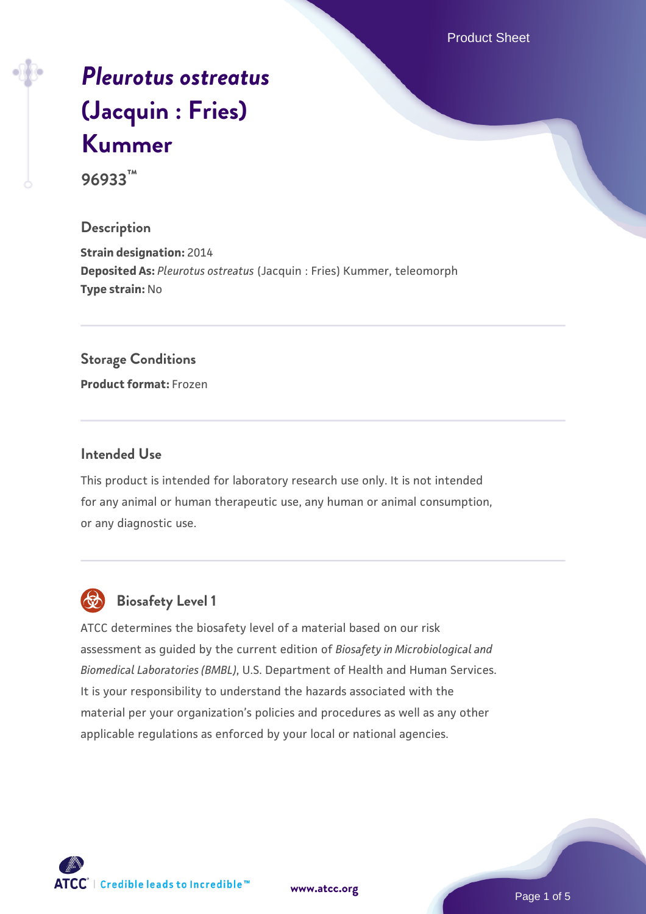# *Pleurotus ostreatus* (Jacquin : Fries) Kummer

**96933™**

## Description

**Strain designation:** 2014
**Deposited As:** *Pleurotus ostreatus* (Jacquin : Fries) Kummer, teleomorph
**Type strain:** No

## Storage Conditions

**Product format:** Frozen

## Intended Use

This product is intended for laboratory research use only. It is not intended for any animal or human therapeutic use, any human or animal consumption, or any diagnostic use.

## Biosafety Level 1

ATCC determines the biosafety level of a material based on our risk assessment as guided by the current edition of *Biosafety in Microbiological and Biomedical Laboratories (BMBL)*, U.S. Department of Health and Human Services. It is your responsibility to understand the hazards associated with the material per your organization's policies and procedures as well as any other applicable regulations as enforced by your local or national agencies.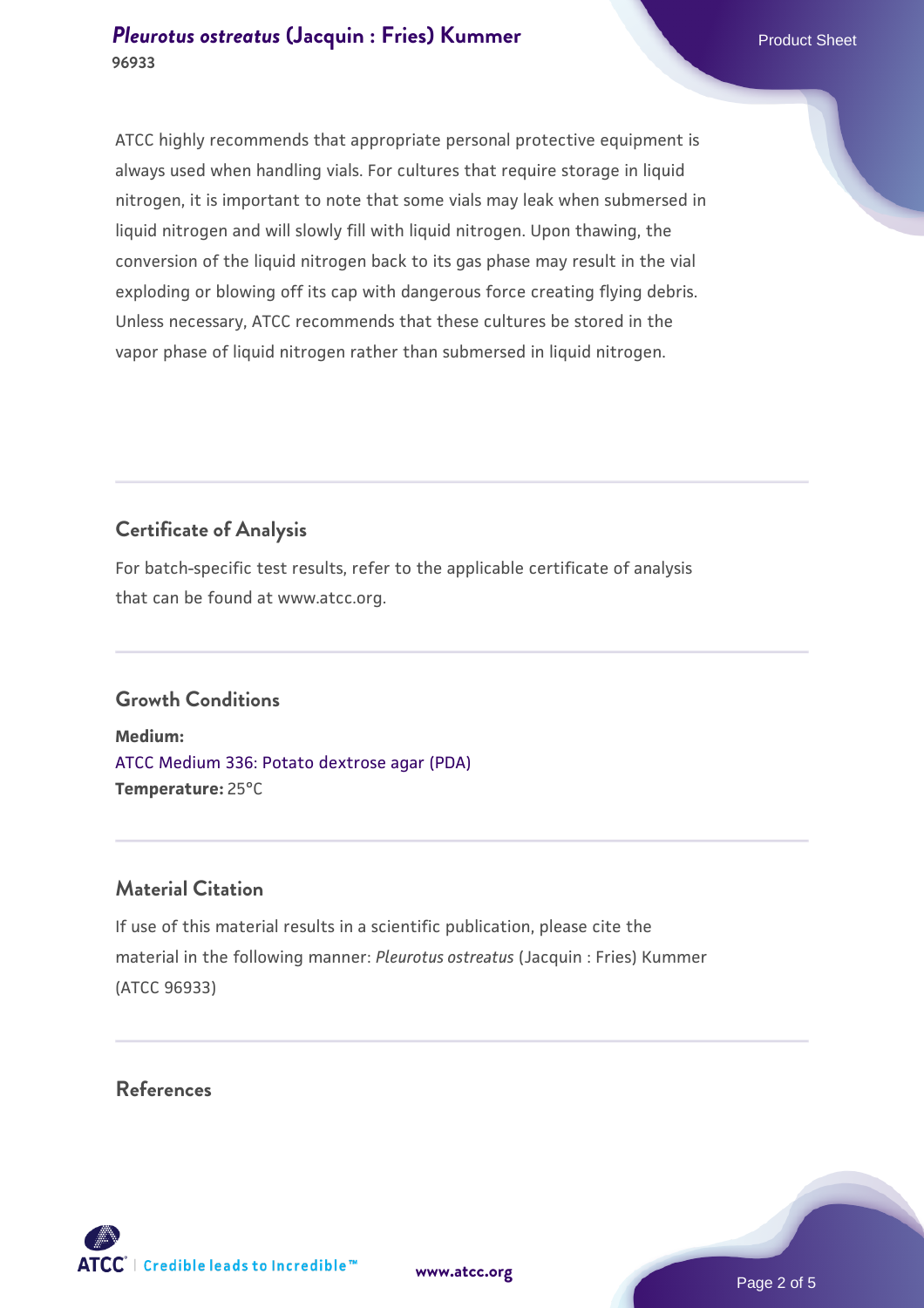ATCC highly recommends that appropriate personal protective equipment is always used when handling vials. For cultures that require storage in liquid nitrogen, it is important to note that some vials may leak when submersed in liquid nitrogen and will slowly fill with liquid nitrogen. Upon thawing, the conversion of the liquid nitrogen back to its gas phase may result in the vial exploding or blowing off its cap with dangerous force creating flying debris. Unless necessary, ATCC recommends that these cultures be stored in the vapor phase of liquid nitrogen rather than submersed in liquid nitrogen.

## Certificate of Analysis

For batch-specific test results, refer to the applicable certificate of analysis that can be found at www.atcc.org.

## Growth Conditions

**Medium:**
ATCC Medium 336: Potato dextrose agar (PDA)
**Temperature:** 25°C

## Material Citation

If use of this material results in a scientific publication, please cite the material in the following manner: *Pleurotus ostreatus* (Jacquin : Fries) Kummer (ATCC 96933)

## References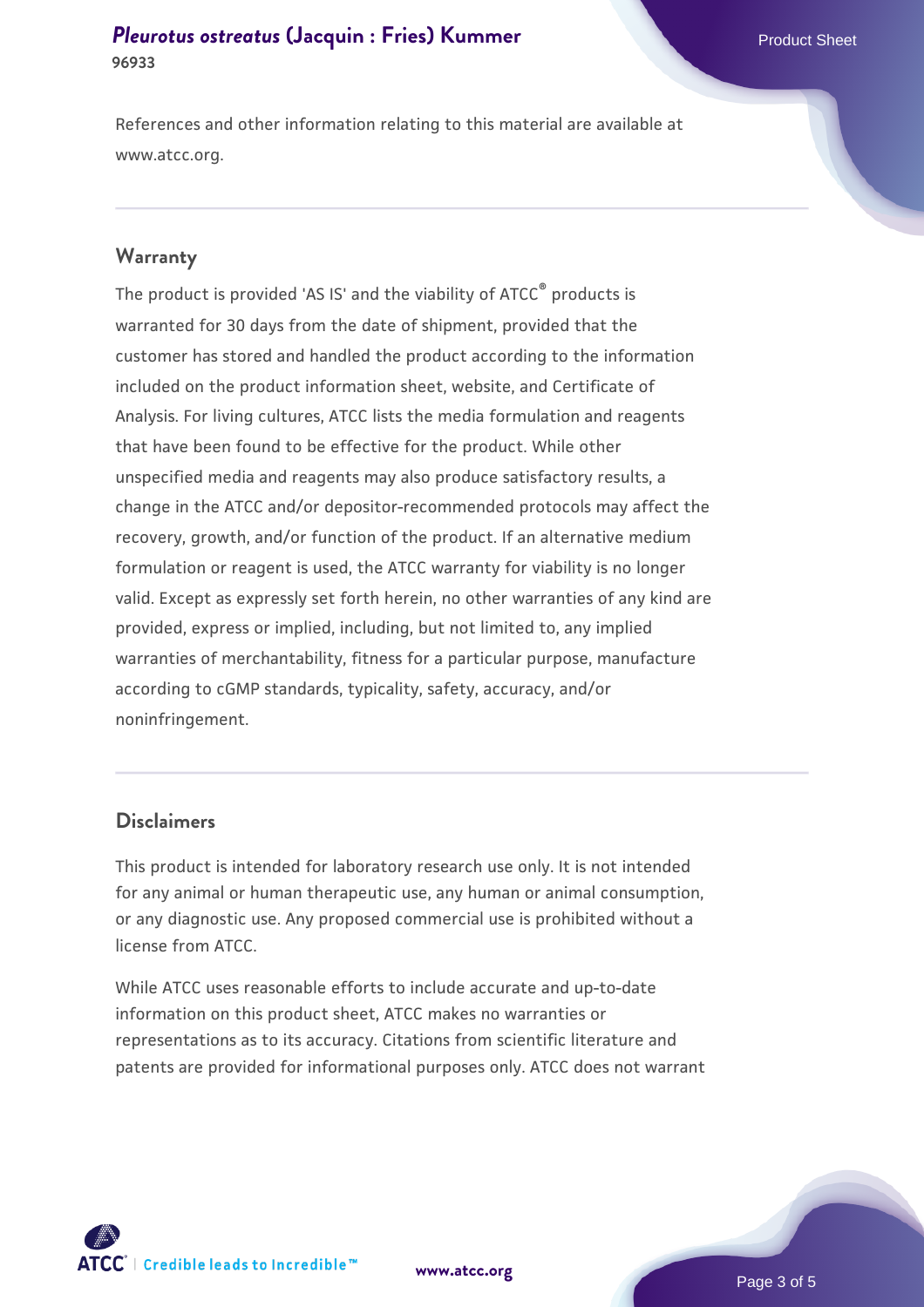References and other information relating to this material are available at www.atcc.org.

## Warranty

The product is provided 'AS IS' and the viability of ATCC® products is warranted for 30 days from the date of shipment, provided that the customer has stored and handled the product according to the information included on the product information sheet, website, and Certificate of Analysis. For living cultures, ATCC lists the media formulation and reagents that have been found to be effective for the product. While other unspecified media and reagents may also produce satisfactory results, a change in the ATCC and/or depositor-recommended protocols may affect the recovery, growth, and/or function of the product. If an alternative medium formulation or reagent is used, the ATCC warranty for viability is no longer valid. Except as expressly set forth herein, no other warranties of any kind are provided, express or implied, including, but not limited to, any implied warranties of merchantability, fitness for a particular purpose, manufacture according to cGMP standards, typicality, safety, accuracy, and/or noninfringement.

## Disclaimers

This product is intended for laboratory research use only. It is not intended for any animal or human therapeutic use, any human or animal consumption, or any diagnostic use. Any proposed commercial use is prohibited without a license from ATCC.

While ATCC uses reasonable efforts to include accurate and up-to-date information on this product sheet, ATCC makes no warranties or representations as to its accuracy. Citations from scientific literature and patents are provided for informational purposes only. ATCC does not warrant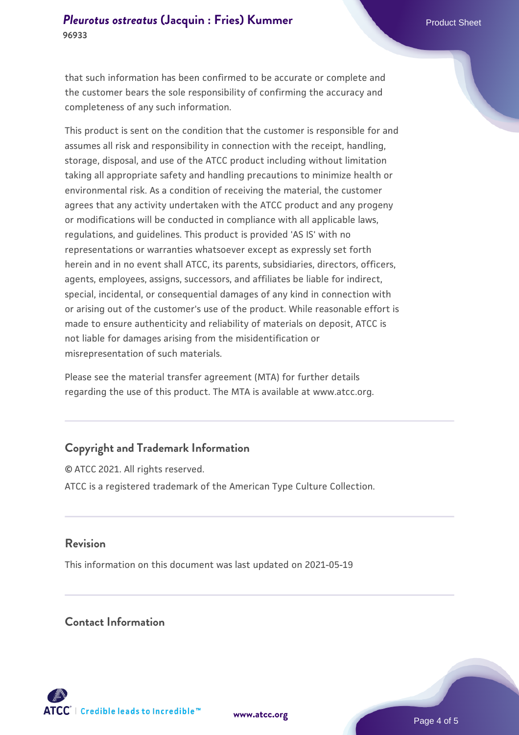that such information has been confirmed to be accurate or complete and the customer bears the sole responsibility of confirming the accuracy and completeness of any such information.

This product is sent on the condition that the customer is responsible for and assumes all risk and responsibility in connection with the receipt, handling, storage, disposal, and use of the ATCC product including without limitation taking all appropriate safety and handling precautions to minimize health or environmental risk. As a condition of receiving the material, the customer agrees that any activity undertaken with the ATCC product and any progeny or modifications will be conducted in compliance with all applicable laws, regulations, and guidelines. This product is provided 'AS IS' with no representations or warranties whatsoever except as expressly set forth herein and in no event shall ATCC, its parents, subsidiaries, directors, officers, agents, employees, assigns, successors, and affiliates be liable for indirect, special, incidental, or consequential damages of any kind in connection with or arising out of the customer's use of the product. While reasonable effort is made to ensure authenticity and reliability of materials on deposit, ATCC is not liable for damages arising from the misidentification or misrepresentation of such materials.

Please see the material transfer agreement (MTA) for further details regarding the use of this product. The MTA is available at www.atcc.org.

## Copyright and Trademark Information

© ATCC 2021. All rights reserved.

ATCC is a registered trademark of the American Type Culture Collection.

## Revision

This information on this document was last updated on 2021-05-19

## Contact Information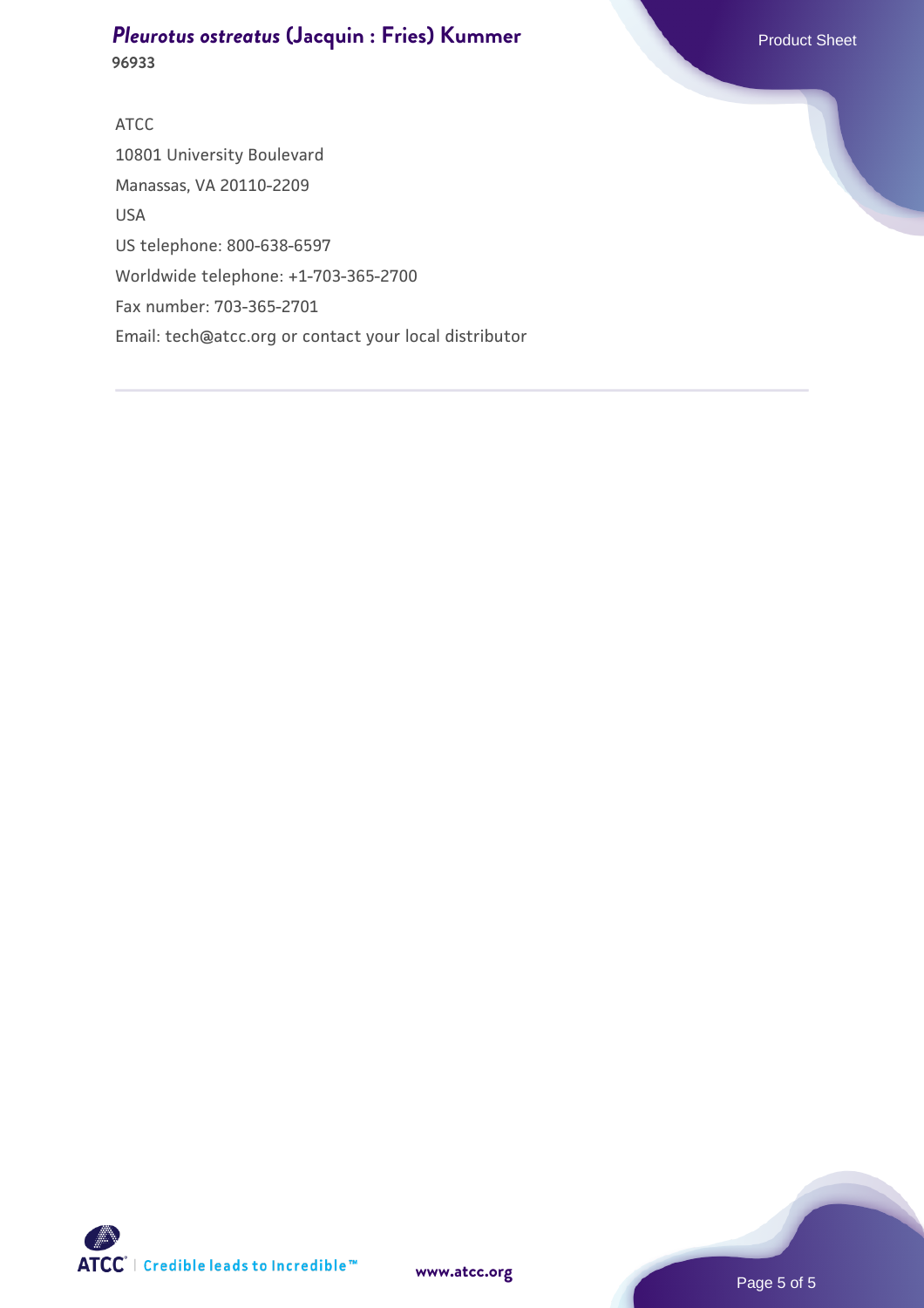ATCC

10801 University Boulevard

Manassas, VA 20110-2209

USA

US telephone: 800-638-6597

Worldwide telephone: +1-703-365-2700

Fax number: 703-365-2701

Email: tech@atcc.org or contact your local distributor